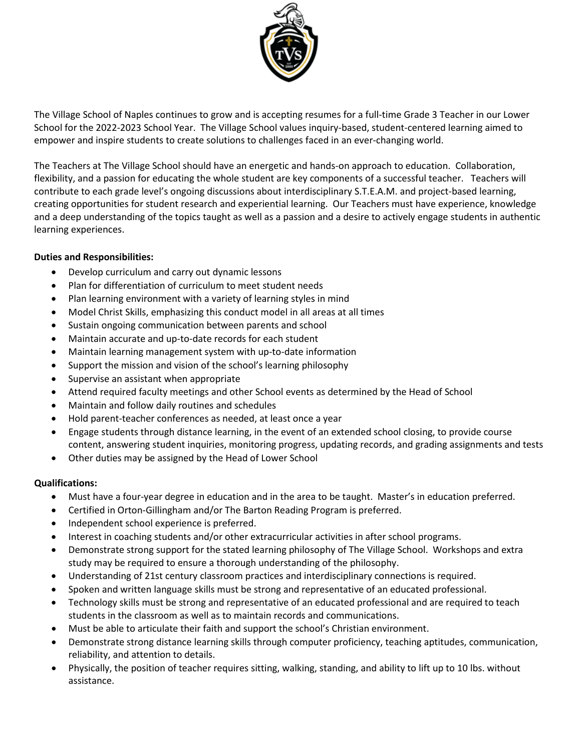The Village School of Naples continues to grow and is accepting resumes for a full-time Grade 3 Teacher in our Lower School for the 2022-2023 School Year. The Village School values inquiry-based, student-centered learning aimed to empower and inspire students to create solutions to challenges faced in an ever-changing world.

The Teachers at The Village School should have an energetic and hands-on approach to education. Collaboration, flexibility, and a passion for educating the whole student are key components of a successful teacher. Teachers will contribute to each grade level's ongoing discussions about interdisciplinary S.T.E.A.M. and project-based learning, creating opportunities for student research and experiential learning. Our Teachers must have experience, knowledge and a deep understanding of the topics taught as well as a passion and a desire to actively engage students in authentic learning experiences.

**Duties and Responsibilities:**

- Develop curriculum and carry out dynamic lessons
- Plan for differentiation of curriculum to meet student needs
- Plan learning environment with a variety of learning styles in mind
- Model Christ Skills, emphasizing this conduct model in all areas at all times
- Sustain ongoing communication between parents and school
- Maintain accurate and up-to-date records for each student
- Maintain learning management system with up-to-date information
- Support the mission and vision of the school's learning philosophy
- Supervise an assistant when appropriate
- Attend required faculty meetings and other School events as determined by the Head of School
- Maintain and follow daily routines and schedules
- Hold parent-teacher conferences as needed, at least once a year
- Engage students through distance learning, in the event of an extended school closing, to provide course content, answering student inquiries, monitoring progress, updating records, and grading assignments and tests
- Other duties may be assigned by the Head of Lower School

**Qualifications:**

- Must have a four-year degree in education and in the area to be taught. Master's in education preferred.
- Certified in Orton-Gillingham and/or The Barton Reading Program is preferred.
- Independent school experience is preferred.
- Interest in coaching students and/or other extracurricular activities in after school programs.
- Demonstrate strong support for the stated learning philosophy of The Village School. Workshops and extra study may be required to ensure a thorough understanding of the philosophy.
- Understanding of 21st century classroom practices and interdisciplinary connections is required.
- Spoken and written language skills must be strong and representative of an educated professional.
- Technology skills must be strong and representative of an educated professional and are required to teach students in the classroom as well as to maintain records and communications.
- Must be able to articulate their faith and support the school's Christian environment.
- Demonstrate strong distance learning skills through computer proficiency, teaching aptitudes, communication, reliability, and attention to details.
- Physically, the position of teacher requires sitting, walking, standing, and ability to lift up to 10 lbs. without assistance.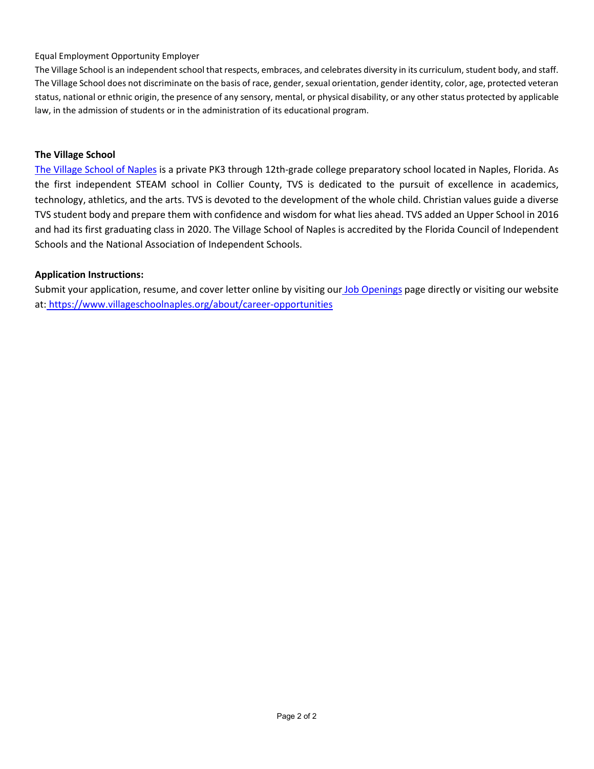Equal Employment Opportunity Employer

The Village School is an independent school that respects, embraces, and celebrates diversity in its curriculum, student body, and staff. The Village School does not discriminate on the basis of race, gender, sexual orientation, gender identity, color, age, protected veteran status, national or ethnic origin, the presence of any sensory, mental, or physical disability, or any other status protected by applicable law, in the admission of students or in the administration of its educational program.

**The Village School**

The Village School of Naples is a private PK3 through 12th-grade college preparatory school located in Naples, Florida. As the first independent STEAM school in Collier County, TVS is dedicated to the pursuit of excellence in academics, technology, athletics, and the arts. TVS is devoted to the development of the whole child. Christian values guide a diverse TVS student body and prepare them with confidence and wisdom for what lies ahead. TVS added an Upper School in 2016 and had its first graduating class in 2020. The Village School of Naples is accredited by the Florida Council of Independent Schools and the National Association of Independent Schools.

**Application Instructions:**

Submit your application, resume, and cover letter online by visiting our Job Openings page directly or visiting our website at: https://www.villageschoolnaples.org/about/career-opportunities